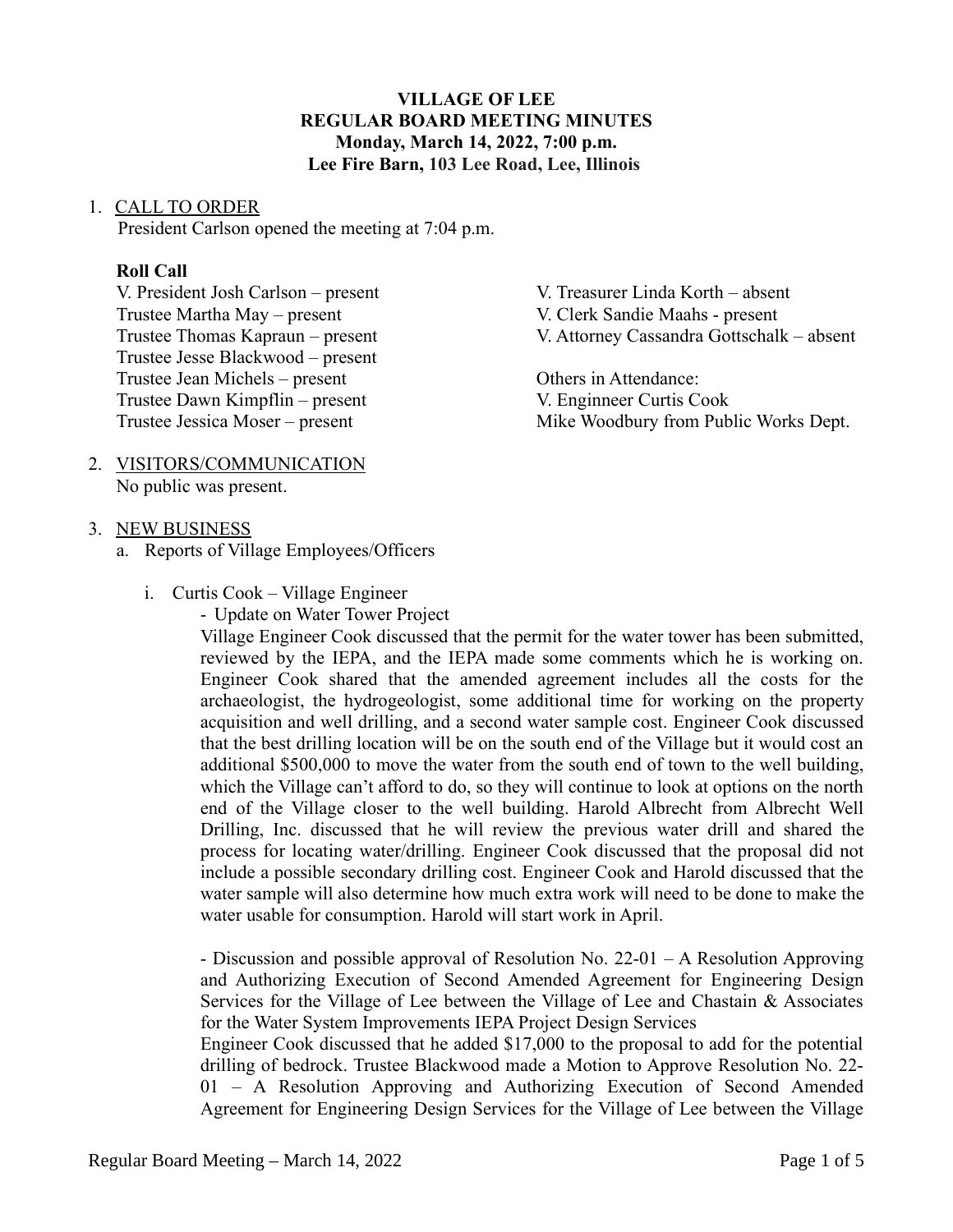**VILLAGE OF LEE**
**REGULAR BOARD MEETING MINUTES**
**Monday, March 14, 2022, 7:00 p.m.**
**Lee Fire Barn, 103 Lee Road, Lee, Illinois**

1. CALL TO ORDER
   President Carlson opened the meeting at 7:04 p.m.

   **Roll Call**
   V. President Josh Carlson – present
   Trustee Martha May – present
   Trustee Thomas Kapraun – present
   Trustee Jesse Blackwood – present
   Trustee Jean Michels – present
   Trustee Dawn Kimpflin – present
   Trustee Jessica Moser – present

   V. Treasurer Linda Korth – absent
   V. Clerk Sandie Maahs - present
   V. Attorney Cassandra Gottschalk – absent

   Others in Attendance:
   V. Enginneer Curtis Cook
   Mike Woodbury from Public Works Dept.

2. VISITORS/COMMUNICATION
   No public was present.

3. NEW BUSINESS
   a. Reports of Village Employees/Officers

      i. Curtis Cook – Village Engineer
         - Update on Water Tower Project
         Village Engineer Cook discussed that the permit for the water tower has been submitted, reviewed by the IEPA, and the IEPA made some comments which he is working on. Engineer Cook shared that the amended agreement includes all the costs for the archaeologist, the hydrogeologist, some additional time for working on the property acquisition and well drilling, and a second water sample cost. Engineer Cook discussed that the best drilling location will be on the south end of the Village but it would cost an additional $500,000 to move the water from the south end of town to the well building, which the Village can't afford to do, so they will continue to look at options on the north end of the Village closer to the well building. Harold Albrecht from Albrecht Well Drilling, Inc. discussed that he will review the previous water drill and shared the process for locating water/drilling. Engineer Cook discussed that the proposal did not include a possible secondary drilling cost. Engineer Cook and Harold discussed that the water sample will also determine how much extra work will need to be done to make the water usable for consumption. Harold will start work in April.

         - Discussion and possible approval of Resolution No. 22-01 – A Resolution Approving and Authorizing Execution of Second Amended Agreement for Engineering Design Services for the Village of Lee between the Village of Lee and Chastain & Associates for the Water System Improvements IEPA Project Design Services
         Engineer Cook discussed that he added $17,000 to the proposal to add for the potential drilling of bedrock. Trustee Blackwood made a Motion to Approve Resolution No. 22-01 – A Resolution Approving and Authorizing Execution of Second Amended Agreement for Engineering Design Services for the Village of Lee between the Village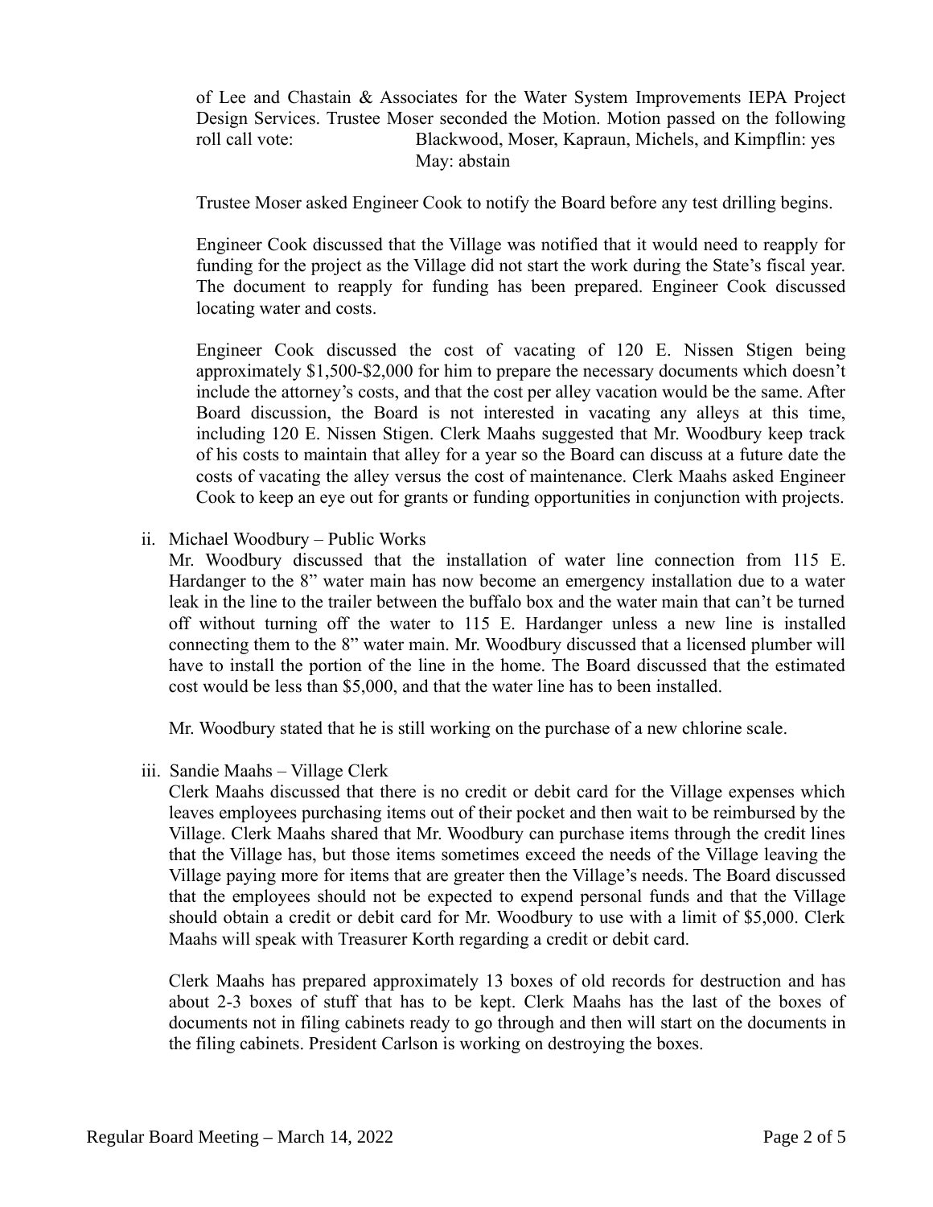of Lee and Chastain & Associates for the Water System Improvements IEPA Project Design Services. Trustee Moser seconded the Motion. Motion passed on the following roll call vote: Blackwood, Moser, Kapraun, Michels, and Kimpflin: yes
May: abstain

Trustee Moser asked Engineer Cook to notify the Board before any test drilling begins.

Engineer Cook discussed that the Village was notified that it would need to reapply for funding for the project as the Village did not start the work during the State's fiscal year. The document to reapply for funding has been prepared. Engineer Cook discussed locating water and costs.

Engineer Cook discussed the cost of vacating of 120 E. Nissen Stigen being approximately $1,500-$2,000 for him to prepare the necessary documents which doesn't include the attorney's costs, and that the cost per alley vacation would be the same. After Board discussion, the Board is not interested in vacating any alleys at this time, including 120 E. Nissen Stigen. Clerk Maahs suggested that Mr. Woodbury keep track of his costs to maintain that alley for a year so the Board can discuss at a future date the costs of vacating the alley versus the cost of maintenance. Clerk Maahs asked Engineer Cook to keep an eye out for grants or funding opportunities in conjunction with projects.

ii. Michael Woodbury – Public Works

Mr. Woodbury discussed that the installation of water line connection from 115 E. Hardanger to the 8" water main has now become an emergency installation due to a water leak in the line to the trailer between the buffalo box and the water main that can't be turned off without turning off the water to 115 E. Hardanger unless a new line is installed connecting them to the 8" water main. Mr. Woodbury discussed that a licensed plumber will have to install the portion of the line in the home. The Board discussed that the estimated cost would be less than $5,000, and that the water line has to been installed.

Mr. Woodbury stated that he is still working on the purchase of a new chlorine scale.

iii. Sandie Maahs – Village Clerk

Clerk Maahs discussed that there is no credit or debit card for the Village expenses which leaves employees purchasing items out of their pocket and then wait to be reimbursed by the Village. Clerk Maahs shared that Mr. Woodbury can purchase items through the credit lines that the Village has, but those items sometimes exceed the needs of the Village leaving the Village paying more for items that are greater then the Village's needs. The Board discussed that the employees should not be expected to expend personal funds and that the Village should obtain a credit or debit card for Mr. Woodbury to use with a limit of $5,000. Clerk Maahs will speak with Treasurer Korth regarding a credit or debit card.

Clerk Maahs has prepared approximately 13 boxes of old records for destruction and has about 2-3 boxes of stuff that has to be kept. Clerk Maahs has the last of the boxes of documents not in filing cabinets ready to go through and then will start on the documents in the filing cabinets. President Carlson is working on destroying the boxes.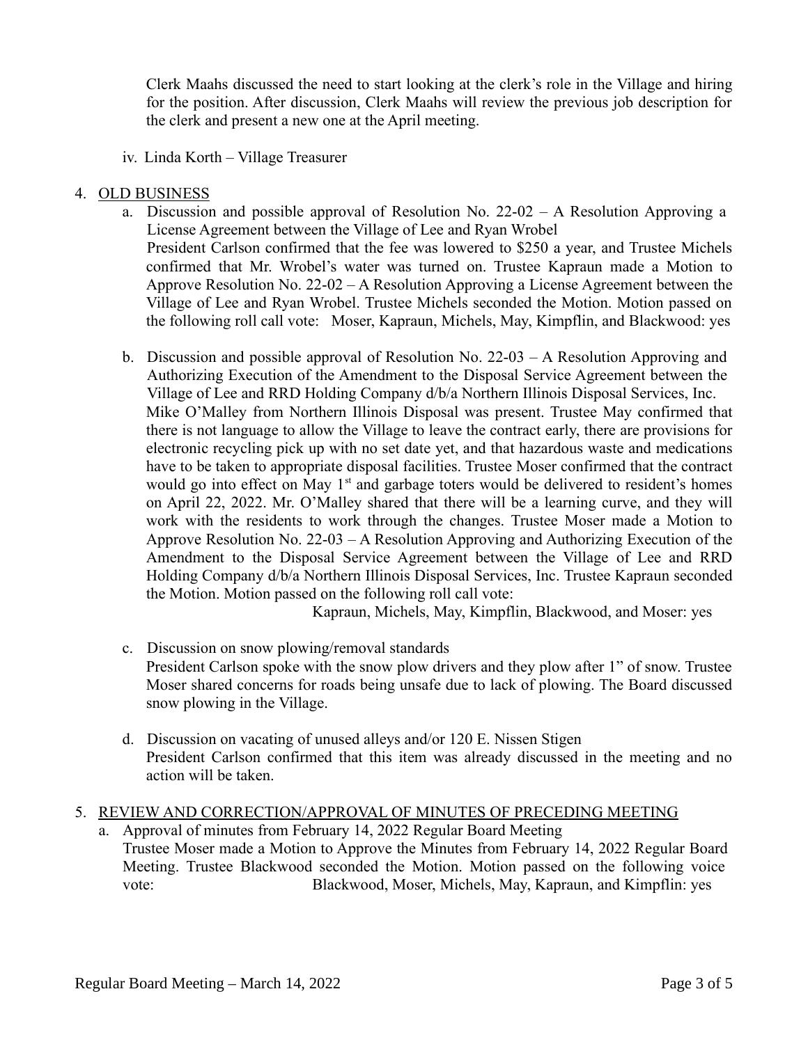Clerk Maahs discussed the need to start looking at the clerk's role in the Village and hiring for the position. After discussion, Clerk Maahs will review the previous job description for the clerk and present a new one at the April meeting.

iv. Linda Korth – Village Treasurer

4. <u>OLD BUSINESS</u>

   a. Discussion and possible approval of Resolution No. 22-02 – A Resolution Approving a License Agreement between the Village of Lee and Ryan Wrobel
   President Carlson confirmed that the fee was lowered to $250 a year, and Trustee Michels confirmed that Mr. Wrobel's water was turned on. Trustee Kapraun made a Motion to Approve Resolution No. 22-02 – A Resolution Approving a License Agreement between the Village of Lee and Ryan Wrobel. Trustee Michels seconded the Motion. Motion passed on the following roll call vote: Moser, Kapraun, Michels, May, Kimpflin, and Blackwood: yes

   b. Discussion and possible approval of Resolution No. 22-03 – A Resolution Approving and Authorizing Execution of the Amendment to the Disposal Service Agreement between the Village of Lee and RRD Holding Company d/b/a Northern Illinois Disposal Services, Inc.
   Mike O'Malley from Northern Illinois Disposal was present. Trustee May confirmed that there is not language to allow the Village to leave the contract early, there are provisions for electronic recycling pick up with no set date yet, and that hazardous waste and medications have to be taken to appropriate disposal facilities. Trustee Moser confirmed that the contract would go into effect on May 1st and garbage toters would be delivered to resident's homes on April 22, 2022. Mr. O'Malley shared that there will be a learning curve, and they will work with the residents to work through the changes. Trustee Moser made a Motion to Approve Resolution No. 22-03 – A Resolution Approving and Authorizing Execution of the Amendment to the Disposal Service Agreement between the Village of Lee and RRD Holding Company d/b/a Northern Illinois Disposal Services, Inc. Trustee Kapraun seconded the Motion. Motion passed on the following roll call vote:
   Kapraun, Michels, May, Kimpflin, Blackwood, and Moser: yes

   c. Discussion on snow plowing/removal standards
   President Carlson spoke with the snow plow drivers and they plow after 1" of snow. Trustee Moser shared concerns for roads being unsafe due to lack of plowing. The Board discussed snow plowing in the Village.

   d. Discussion on vacating of unused alleys and/or 120 E. Nissen Stigen
   President Carlson confirmed that this item was already discussed in the meeting and no action will be taken.

5. <u>REVIEW AND CORRECTION/APPROVAL OF MINUTES OF PRECEDING MEETING</u>

   a. Approval of minutes from February 14, 2022 Regular Board Meeting
   Trustee Moser made a Motion to Approve the Minutes from February 14, 2022 Regular Board Meeting. Trustee Blackwood seconded the Motion. Motion passed on the following voice vote: Blackwood, Moser, Michels, May, Kapraun, and Kimpflin: yes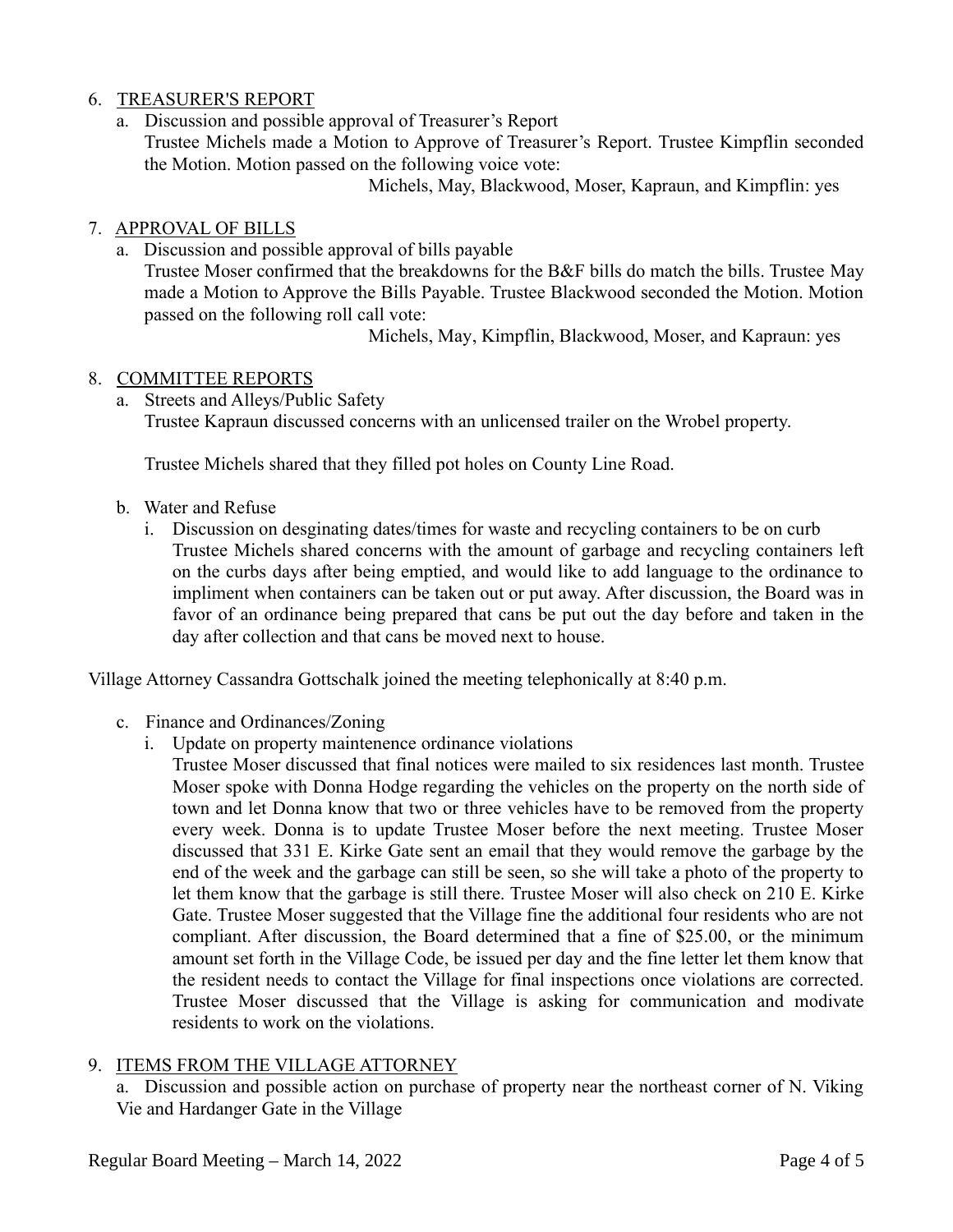6. TREASURER'S REPORT
   a. Discussion and possible approval of Treasurer's Report
      Trustee Michels made a Motion to Approve of Treasurer's Report. Trustee Kimpflin seconded the Motion. Motion passed on the following voice vote:
      Michels, May, Blackwood, Moser, Kapraun, and Kimpflin: yes

7. APPROVAL OF BILLS
   a. Discussion and possible approval of bills payable
      Trustee Moser confirmed that the breakdowns for the B&F bills do match the bills. Trustee May made a Motion to Approve the Bills Payable. Trustee Blackwood seconded the Motion. Motion passed on the following roll call vote:
      Michels, May, Kimpflin, Blackwood, Moser, and Kapraun: yes

8. COMMITTEE REPORTS
   a. Streets and Alleys/Public Safety
      Trustee Kapraun discussed concerns with an unlicensed trailer on the Wrobel property.

      Trustee Michels shared that they filled pot holes on County Line Road.

   b. Water and Refuse
      i. Discussion on desginating dates/times for waste and recycling containers to be on curb
         Trustee Michels shared concerns with the amount of garbage and recycling containers left on the curbs days after being emptied, and would like to add language to the ordinance to impliment when containers can be taken out or put away. After discussion, the Board was in favor of an ordinance being prepared that cans be put out the day before and taken in the day after collection and that cans be moved next to house.

Village Attorney Cassandra Gottschalk joined the meeting telephonically at 8:40 p.m.

   c. Finance and Ordinances/Zoning
      i. Update on property maintenence ordinance violations
         Trustee Moser discussed that final notices were mailed to six residences last month. Trustee Moser spoke with Donna Hodge regarding the vehicles on the property on the north side of town and let Donna know that two or three vehicles have to be removed from the property every week. Donna is to update Trustee Moser before the next meeting. Trustee Moser discussed that 331 E. Kirke Gate sent an email that they would remove the garbage by the end of the week and the garbage can still be seen, so she will take a photo of the property to let them know that the garbage is still there. Trustee Moser will also check on 210 E. Kirke Gate. Trustee Moser suggested that the Village fine the additional four residents who are not compliant. After discussion, the Board determined that a fine of $25.00, or the minimum amount set forth in the Village Code, be issued per day and the fine letter let them know that the resident needs to contact the Village for final inspections once violations are corrected. Trustee Moser discussed that the Village is asking for communication and modivate residents to work on the violations.

9. ITEMS FROM THE VILLAGE ATTORNEY
   a. Discussion and possible action on purchase of property near the northeast corner of N. Viking Vie and Hardanger Gate in the Village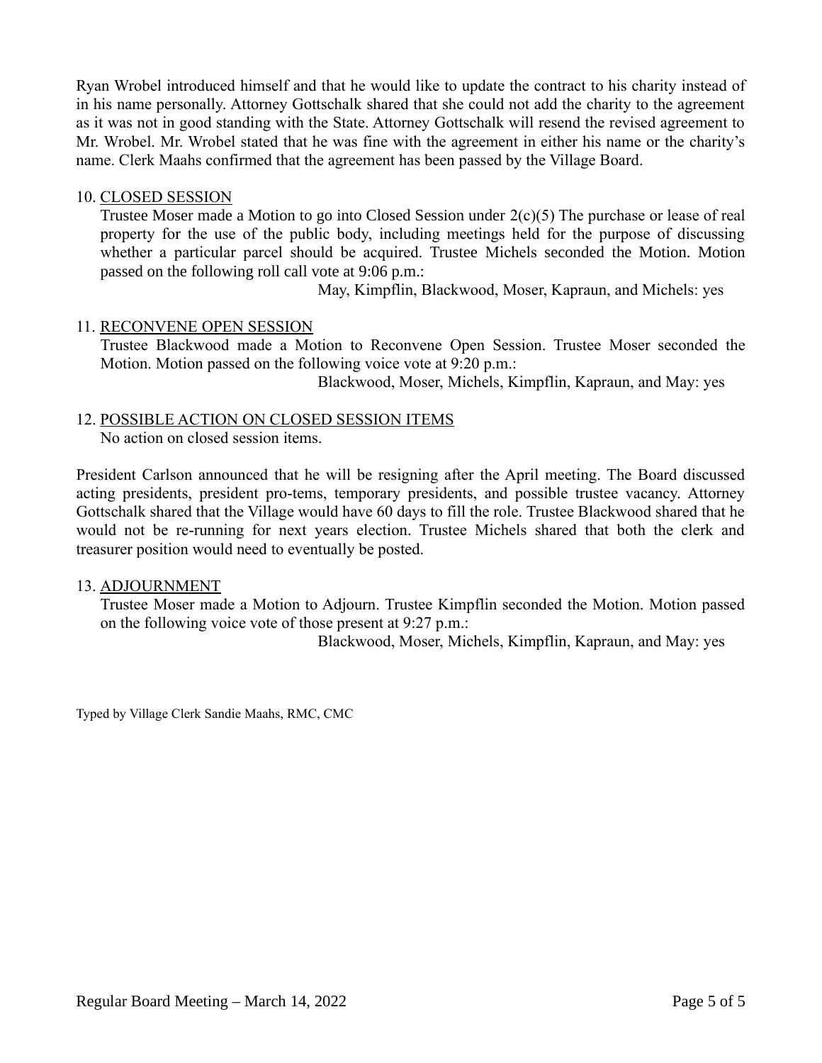Ryan Wrobel introduced himself and that he would like to update the contract to his charity instead of in his name personally. Attorney Gottschalk shared that she could not add the charity to the agreement as it was not in good standing with the State. Attorney Gottschalk will resend the revised agreement to Mr. Wrobel. Mr. Wrobel stated that he was fine with the agreement in either his name or the charity's name. Clerk Maahs confirmed that the agreement has been passed by the Village Board.

10. CLOSED SESSION

Trustee Moser made a Motion to go into Closed Session under 2(c)(5) The purchase or lease of real property for the use of the public body, including meetings held for the purpose of discussing whether a particular parcel should be acquired. Trustee Michels seconded the Motion. Motion passed on the following roll call vote at 9:06 p.m.:

May, Kimpflin, Blackwood, Moser, Kapraun, and Michels: yes

11. RECONVENE OPEN SESSION

Trustee Blackwood made a Motion to Reconvene Open Session. Trustee Moser seconded the Motion. Motion passed on the following voice vote at 9:20 p.m.:

Blackwood, Moser, Michels, Kimpflin, Kapraun, and May: yes

12. POSSIBLE ACTION ON CLOSED SESSION ITEMS

No action on closed session items.

President Carlson announced that he will be resigning after the April meeting. The Board discussed acting presidents, president pro-tems, temporary presidents, and possible trustee vacancy. Attorney Gottschalk shared that the Village would have 60 days to fill the role. Trustee Blackwood shared that he would not be re-running for next years election. Trustee Michels shared that both the clerk and treasurer position would need to eventually be posted.

13. ADJOURNMENT

Trustee Moser made a Motion to Adjourn. Trustee Kimpflin seconded the Motion. Motion passed on the following voice vote of those present at 9:27 p.m.:

Blackwood, Moser, Michels, Kimpflin, Kapraun, and May: yes

Typed by Village Clerk Sandie Maahs, RMC, CMC